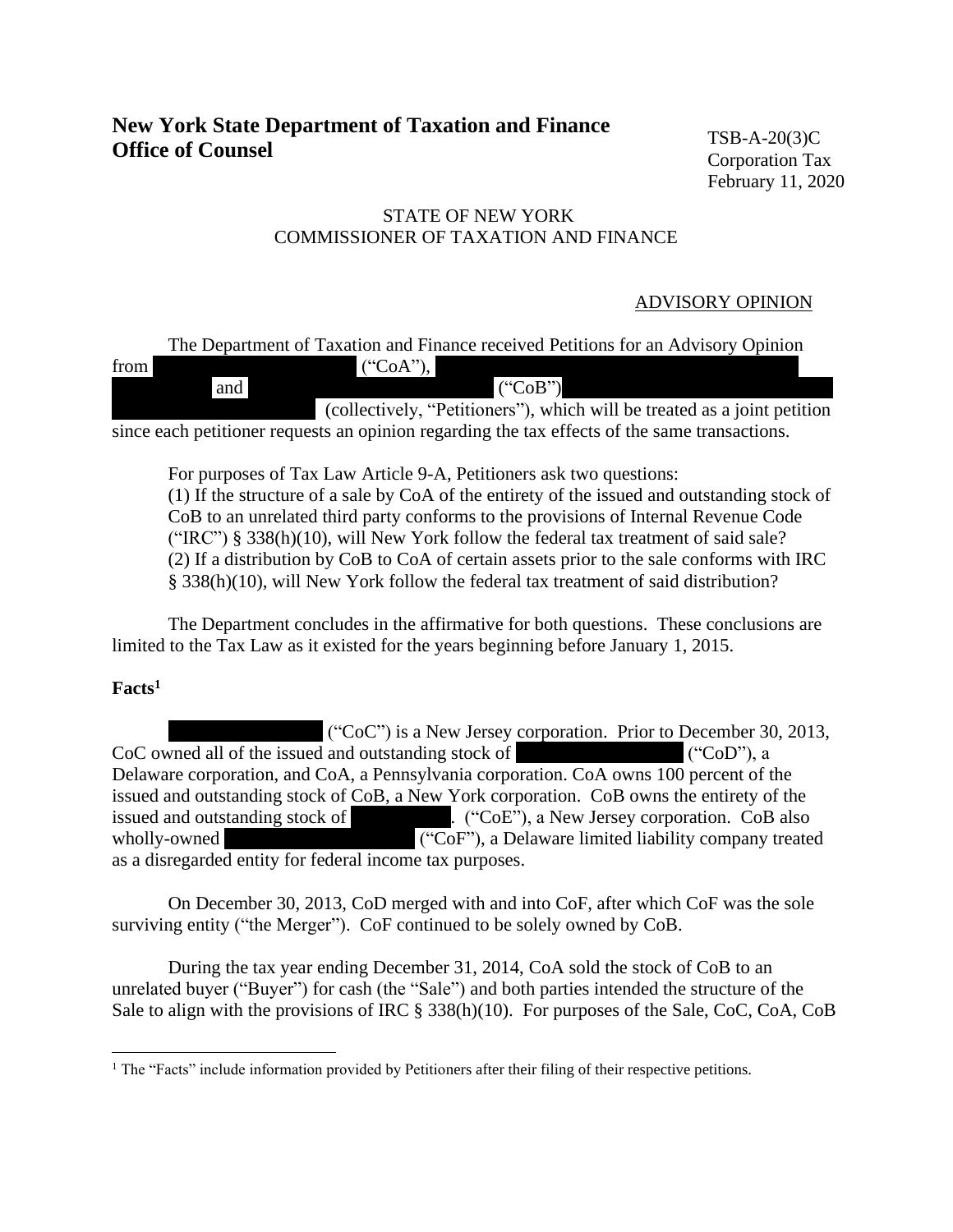# New York State Department of Taxation and Finance
# Office of Counsel

TSB-A-20(3)C
Corporation Tax
February 11, 2020

STATE OF NEW YORK
COMMISSIONER OF TAXATION AND FINANCE

ADVISORY OPINION

The Department of Taxation and Finance received Petitions for an Advisory Opinion from (“CoA”), and (“CoB”) (collectively, “Petitioners”), which will be treated as a joint petition since each petitioner requests an opinion regarding the tax effects of the same transactions.

For purposes of Tax Law Article 9-A, Petitioners ask two questions:
(1) If the structure of a sale by CoA of the entirety of the issued and outstanding stock of CoB to an unrelated third party conforms to the provisions of Internal Revenue Code (“IRC”) § 338(h)(10), will New York follow the federal tax treatment of said sale?
(2) If a distribution by CoB to CoA of certain assets prior to the sale conforms with IRC § 338(h)(10), will New York follow the federal tax treatment of said distribution?

The Department concludes in the affirmative for both questions. These conclusions are limited to the Tax Law as it existed for the years beginning before January 1, 2015.

**Facts**[1]

(“CoC”) is a New Jersey corporation. Prior to December 30, 2013, CoC owned all of the issued and outstanding stock of (“CoD”), a Delaware corporation, and CoA, a Pennsylvania corporation. CoA owns 100 percent of the issued and outstanding stock of CoB, a New York corporation. CoB owns the entirety of the issued and outstanding stock of . (“CoE”), a New Jersey corporation. CoB also wholly-owned (“CoF”), a Delaware limited liability company treated as a disregarded entity for federal income tax purposes.

On December 30, 2013, CoD merged with and into CoF, after which CoF was the sole surviving entity (“the Merger”). CoF continued to be solely owned by CoB.

During the tax year ending December 31, 2014, CoA sold the stock of CoB to an unrelated buyer (“Buyer”) for cash (the “Sale”) and both parties intended the structure of the Sale to align with the provisions of IRC § 338(h)(10). For purposes of the Sale, CoC, CoA, CoB

[1] The “Facts” include information provided by Petitioners after their filing of their respective petitions.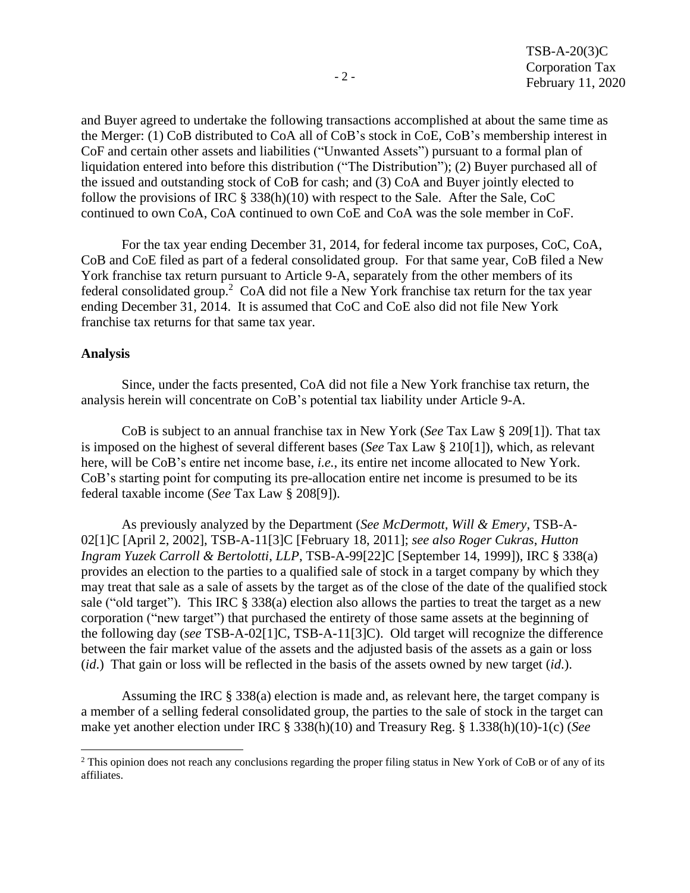and Buyer agreed to undertake the following transactions accomplished at about the same time as the Merger: (1) CoB distributed to CoA all of CoB's stock in CoE, CoB's membership interest in CoF and certain other assets and liabilities ("Unwanted Assets") pursuant to a formal plan of liquidation entered into before this distribution ("The Distribution"); (2) Buyer purchased all of the issued and outstanding stock of CoB for cash; and (3) CoA and Buyer jointly elected to follow the provisions of IRC § 338(h)(10) with respect to the Sale. After the Sale, CoC continued to own CoA, CoA continued to own CoE and CoA was the sole member in CoF.

For the tax year ending December 31, 2014, for federal income tax purposes, CoC, CoA, CoB and CoE filed as part of a federal consolidated group. For that same year, CoB filed a New York franchise tax return pursuant to Article 9-A, separately from the other members of its federal consolidated group.[2] CoA did not file a New York franchise tax return for the tax year ending December 31, 2014. It is assumed that CoC and CoE also did not file New York franchise tax returns for that same tax year.

**Analysis**

Since, under the facts presented, CoA did not file a New York franchise tax return, the analysis herein will concentrate on CoB's potential tax liability under Article 9-A.

CoB is subject to an annual franchise tax in New York (*See* Tax Law § 209[1]). That tax is imposed on the highest of several different bases (*See* Tax Law § 210[1]), which, as relevant here, will be CoB's entire net income base, *i.e.*, its entire net income allocated to New York. CoB's starting point for computing its pre-allocation entire net income is presumed to be its federal taxable income (*See* Tax Law § 208[9]).

As previously analyzed by the Department (*See McDermott, Will & Emery*, TSB-A-02[1]C [April 2, 2002], TSB-A-11[3]C [February 18, 2011]; *see also Roger Cukras*, *Hutton Ingram Yuzek Carroll & Bertolotti*, *LLP*, TSB-A-99[22]C [September 14, 1999]), IRC § 338(a) provides an election to the parties to a qualified sale of stock in a target company by which they may treat that sale as a sale of assets by the target as of the close of the date of the qualified stock sale ("old target"). This IRC § 338(a) election also allows the parties to treat the target as a new corporation ("new target") that purchased the entirety of those same assets at the beginning of the following day (*see* TSB-A-02[1]C, TSB-A-11[3]C). Old target will recognize the difference between the fair market value of the assets and the adjusted basis of the assets as a gain or loss (*id*.) That gain or loss will be reflected in the basis of the assets owned by new target (*id*.).

Assuming the IRC § 338(a) election is made and, as relevant here, the target company is a member of a selling federal consolidated group, the parties to the sale of stock in the target can make yet another election under IRC § 338(h)(10) and Treasury Reg. § 1.338(h)(10)-1(c) (*See*

[2] This opinion does not reach any conclusions regarding the proper filing status in New York of CoB or of any of its affiliates.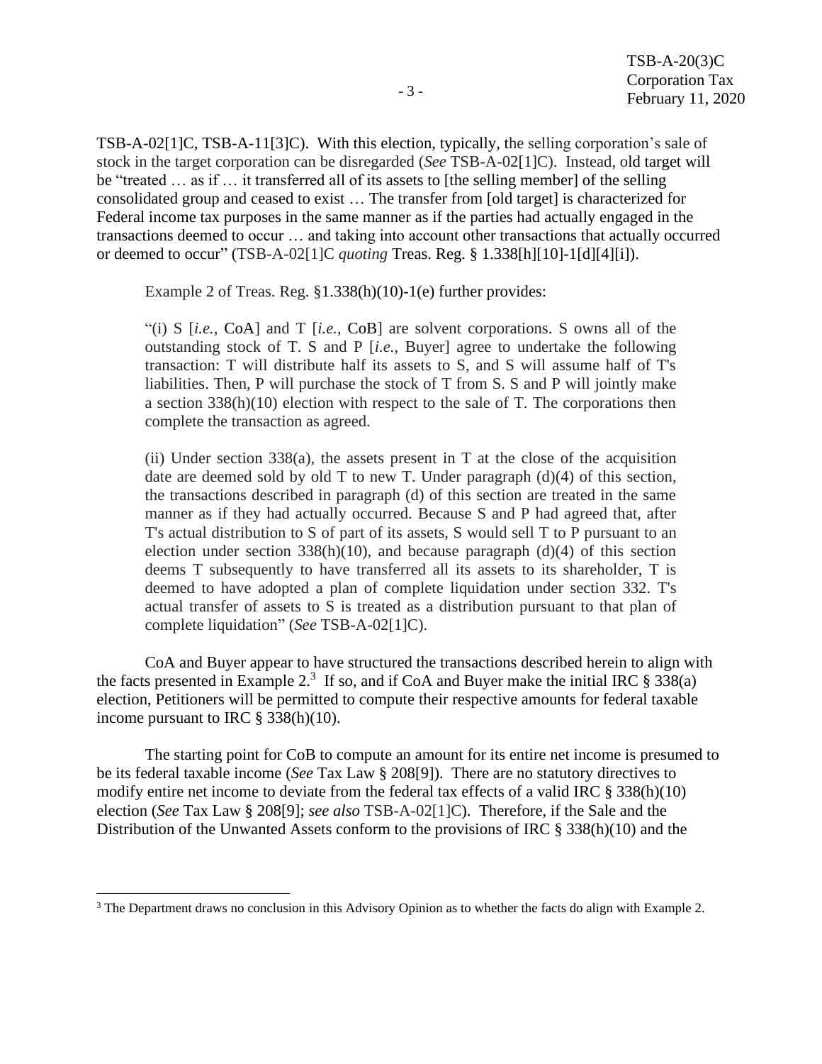TSB-A-02[1]C, TSB-A-11[3]C). With this election, typically, the selling corporation's sale of stock in the target corporation can be disregarded (*See* TSB-A-02[1]C). Instead, old target will be "treated … as if … it transferred all of its assets to [the selling member] of the selling consolidated group and ceased to exist … The transfer from [old target] is characterized for Federal income tax purposes in the same manner as if the parties had actually engaged in the transactions deemed to occur … and taking into account other transactions that actually occurred or deemed to occur" (TSB-A-02[1]C *quoting* Treas. Reg. § 1.338[h][10]-1[d][4][i]).

Example 2 of Treas. Reg. §1.338(h)(10)-1(e) further provides:

> "(i) S [*i.e.*, CoA] and T [*i.e.*, CoB] are solvent corporations. S owns all of the outstanding stock of T. S and P [*i.e.*, Buyer] agree to undertake the following transaction: T will distribute half its assets to S, and S will assume half of T's liabilities. Then, P will purchase the stock of T from S. S and P will jointly make a section 338(h)(10) election with respect to the sale of T. The corporations then complete the transaction as agreed.
>
> (ii) Under section 338(a), the assets present in T at the close of the acquisition date are deemed sold by old T to new T. Under paragraph (d)(4) of this section, the transactions described in paragraph (d) of this section are treated in the same manner as if they had actually occurred. Because S and P had agreed that, after T's actual distribution to S of part of its assets, S would sell T to P pursuant to an election under section 338(h)(10), and because paragraph (d)(4) of this section deems T subsequently to have transferred all its assets to its shareholder, T is deemed to have adopted a plan of complete liquidation under section 332. T's actual transfer of assets to S is treated as a distribution pursuant to that plan of complete liquidation" (*See* TSB-A-02[1]C).

CoA and Buyer appear to have structured the transactions described herein to align with the facts presented in Example 2.[3] If so, and if CoA and Buyer make the initial IRC § 338(a) election, Petitioners will be permitted to compute their respective amounts for federal taxable income pursuant to IRC § 338(h)(10).

The starting point for CoB to compute an amount for its entire net income is presumed to be its federal taxable income (*See* Tax Law § 208[9]). There are no statutory directives to modify entire net income to deviate from the federal tax effects of a valid IRC § 338(h)(10) election (*See* Tax Law § 208[9]; *see also* TSB-A-02[1]C). Therefore, if the Sale and the Distribution of the Unwanted Assets conform to the provisions of IRC § 338(h)(10) and the

---

[3] The Department draws no conclusion in this Advisory Opinion as to whether the facts do align with Example 2.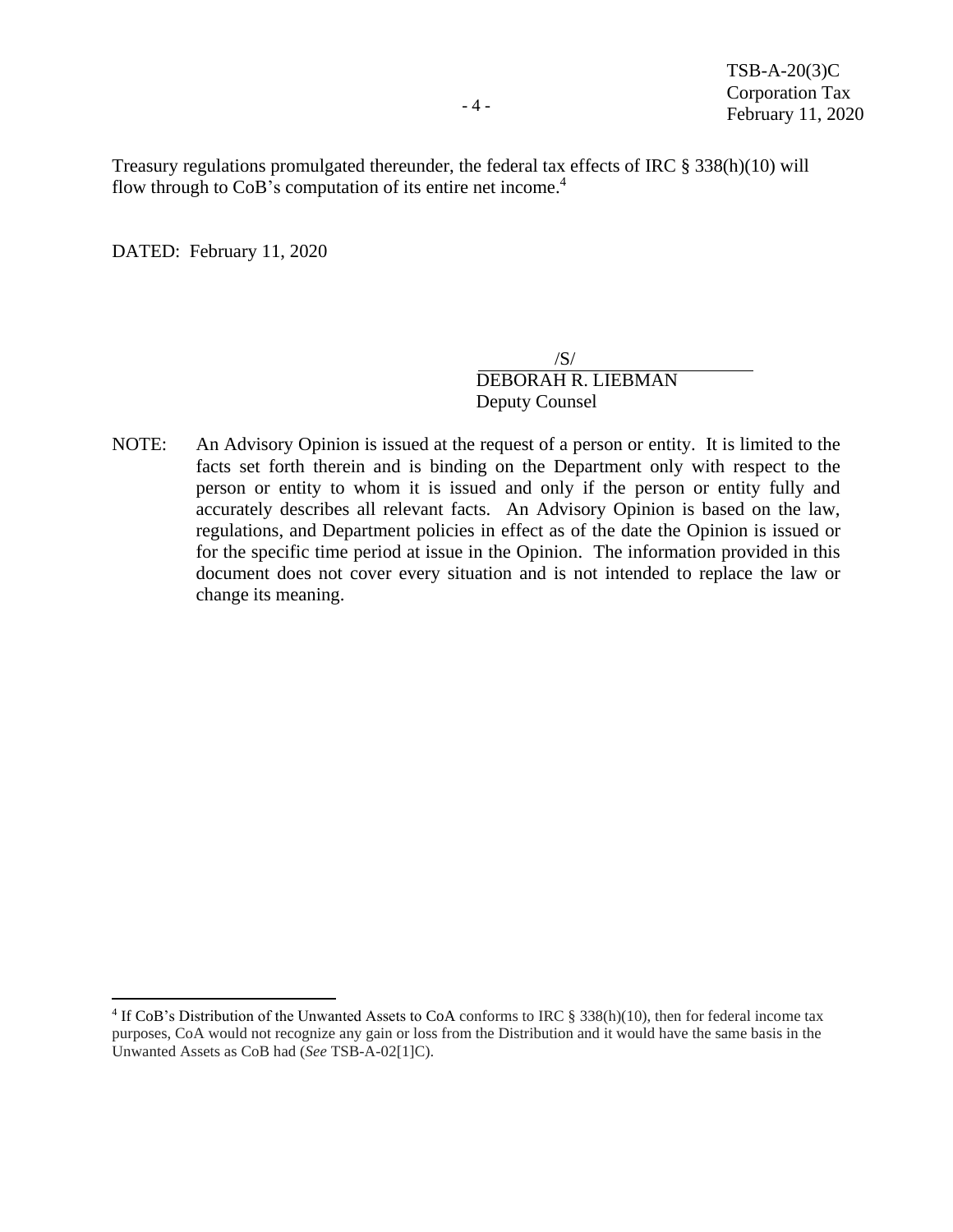Treasury regulations promulgated thereunder, the federal tax effects of IRC § 338(h)(10) will flow through to CoB's computation of its entire net income.[4]

DATED: February 11, 2020

/S/
DEBORAH R. LIEBMAN
Deputy Counsel

NOTE: An Advisory Opinion is issued at the request of a person or entity. It is limited to the facts set forth therein and is binding on the Department only with respect to the person or entity to whom it is issued and only if the person or entity fully and accurately describes all relevant facts. An Advisory Opinion is based on the law, regulations, and Department policies in effect as of the date the Opinion is issued or for the specific time period at issue in the Opinion. The information provided in this document does not cover every situation and is not intended to replace the law or change its meaning.

---

[4] If CoB's Distribution of the Unwanted Assets to CoA conforms to IRC § 338(h)(10), then for federal income tax purposes, CoA would not recognize any gain or loss from the Distribution and it would have the same basis in the Unwanted Assets as CoB had (*See* TSB-A-02[1]C).